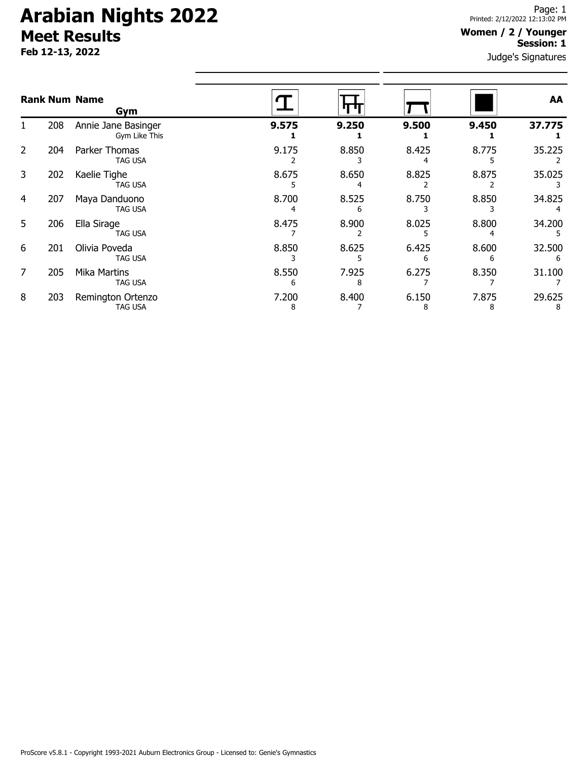# Arabian Nights 2022

## Meet Results

**Feb 12-13, 2022**

Printed: 2/12/2022 12:13:02 PM

**Women / 2 / Younger**
**Session: 1**

Judge's Signatures

| Rank | Num | Name / Gym | Vault | Bars | Beam | Floor | AA |
|---|---|---|---|---|---|---|---|
| 1 | 208 | Annie Jane Basinger<br>Gym Like This | **9.575**<br>**1** | **9.250**<br>**1** | **9.500**<br>**1** | **9.450**<br>**1** | **37.775**<br>**1** |
| 2 | 204 | Parker Thomas<br>TAG USA | 9.175<br>2 | 8.850<br>3 | 8.425<br>4 | 8.775<br>5 | 35.225<br>2 |
| 3 | 202 | Kaelie Tighe<br>TAG USA | 8.675<br>5 | 8.650<br>4 | 8.825<br>2 | 8.875<br>2 | 35.025<br>3 |
| 4 | 207 | Maya Danduono<br>TAG USA | 8.700<br>4 | 8.525<br>6 | 8.750<br>3 | 8.850<br>3 | 34.825<br>4 |
| 5 | 206 | Ella Sirage<br>TAG USA | 8.475<br>7 | 8.900<br>2 | 8.025<br>5 | 8.800<br>4 | 34.200<br>5 |
| 6 | 201 | Olivia Poveda<br>TAG USA | 8.850<br>3 | 8.625<br>5 | 6.425<br>6 | 8.600<br>6 | 32.500<br>6 |
| 7 | 205 | Mika Martins<br>TAG USA | 8.550<br>6 | 7.925<br>8 | 6.275<br>7 | 8.350<br>7 | 31.100<br>7 |
| 8 | 203 | Remington Ortenzo<br>TAG USA | 7.200<br>8 | 8.400<br>7 | 6.150<br>8 | 7.875<br>8 | 29.625<br>8 |

ProScore v5.8.1 - Copyright 1993-2021 Auburn Electronics Group - Licensed to: Genie's Gymnastics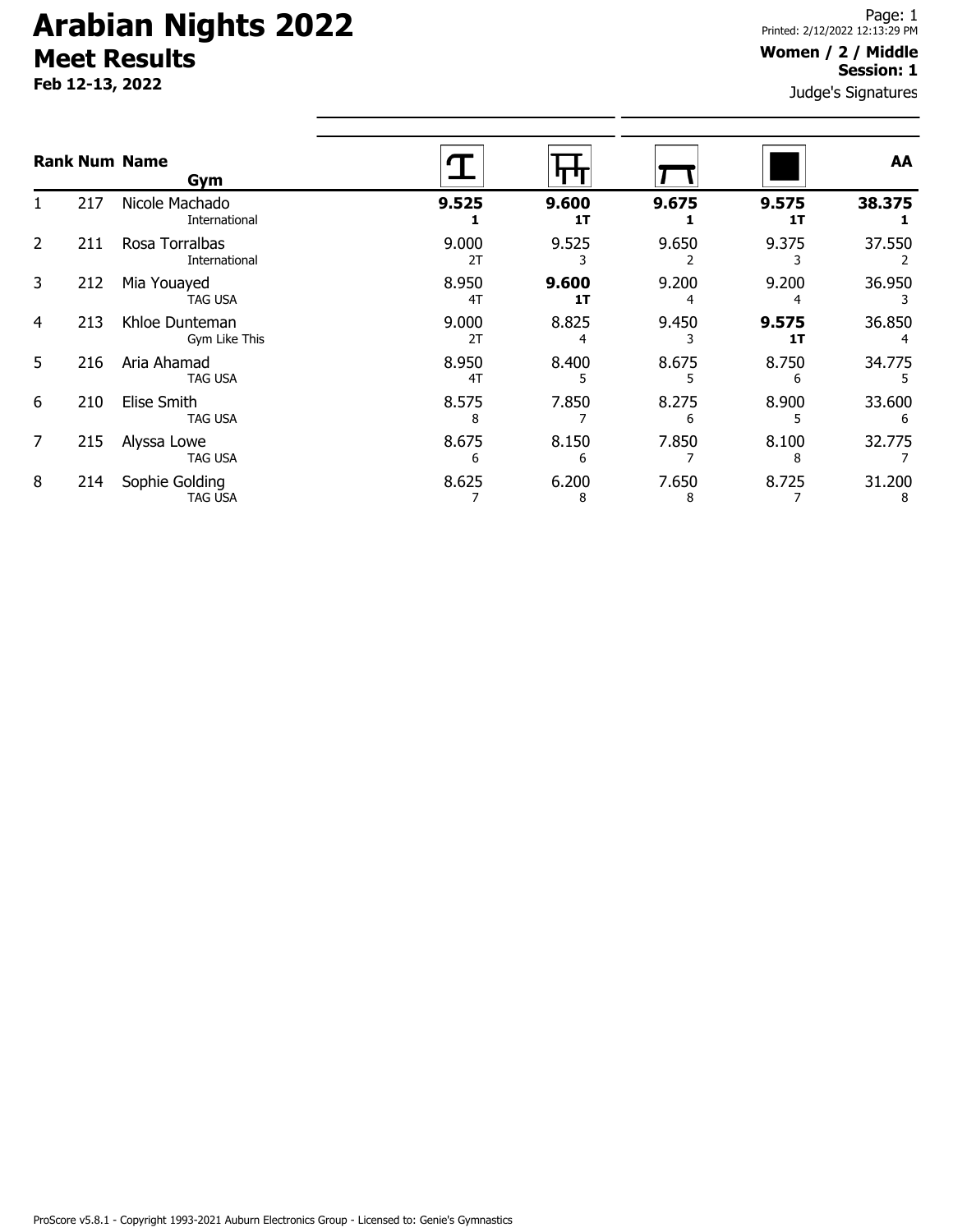# Arabian Nights 2022

## Meet Results

**Feb 12-13, 2022**

**Women / 2 / Middle**
**Session: 1**

Judge's Signatures

| Rank | Num | Name / Gym | Vault | Bars | Beam | Floor | AA |
|---|---|---|---|---|---|---|---|
| 1 | 217 | Nicole Machado<br>International | **9.525**<br>**1** | **9.600**<br>**1T** | **9.675**<br>**1** | **9.575**<br>**1T** | **38.375**<br>**1** |
| 2 | 211 | Rosa Torralbas<br>International | 9.000<br>2T | 9.525<br>3 | 9.650<br>2 | 9.375<br>3 | 37.550<br>2 |
| 3 | 212 | Mia Youayed<br>TAG USA | 8.950<br>4T | **9.600**<br>**1T** | 9.200<br>4 | 9.200<br>4 | 36.950<br>3 |
| 4 | 213 | Khloe Dunteman<br>Gym Like This | 9.000<br>2T | 8.825<br>4 | 9.450<br>3 | **9.575**<br>**1T** | 36.850<br>4 |
| 5 | 216 | Aria Ahamad<br>TAG USA | 8.950<br>4T | 8.400<br>5 | 8.675<br>5 | 8.750<br>6 | 34.775<br>5 |
| 6 | 210 | Elise Smith<br>TAG USA | 8.575<br>8 | 7.850<br>7 | 8.275<br>6 | 8.900<br>5 | 33.600<br>6 |
| 7 | 215 | Alyssa Lowe<br>TAG USA | 8.675<br>6 | 8.150<br>6 | 7.850<br>7 | 8.100<br>8 | 32.775<br>7 |
| 8 | 214 | Sophie Golding<br>TAG USA | 8.625<br>7 | 6.200<br>8 | 7.650<br>8 | 8.725<br>7 | 31.200<br>8 |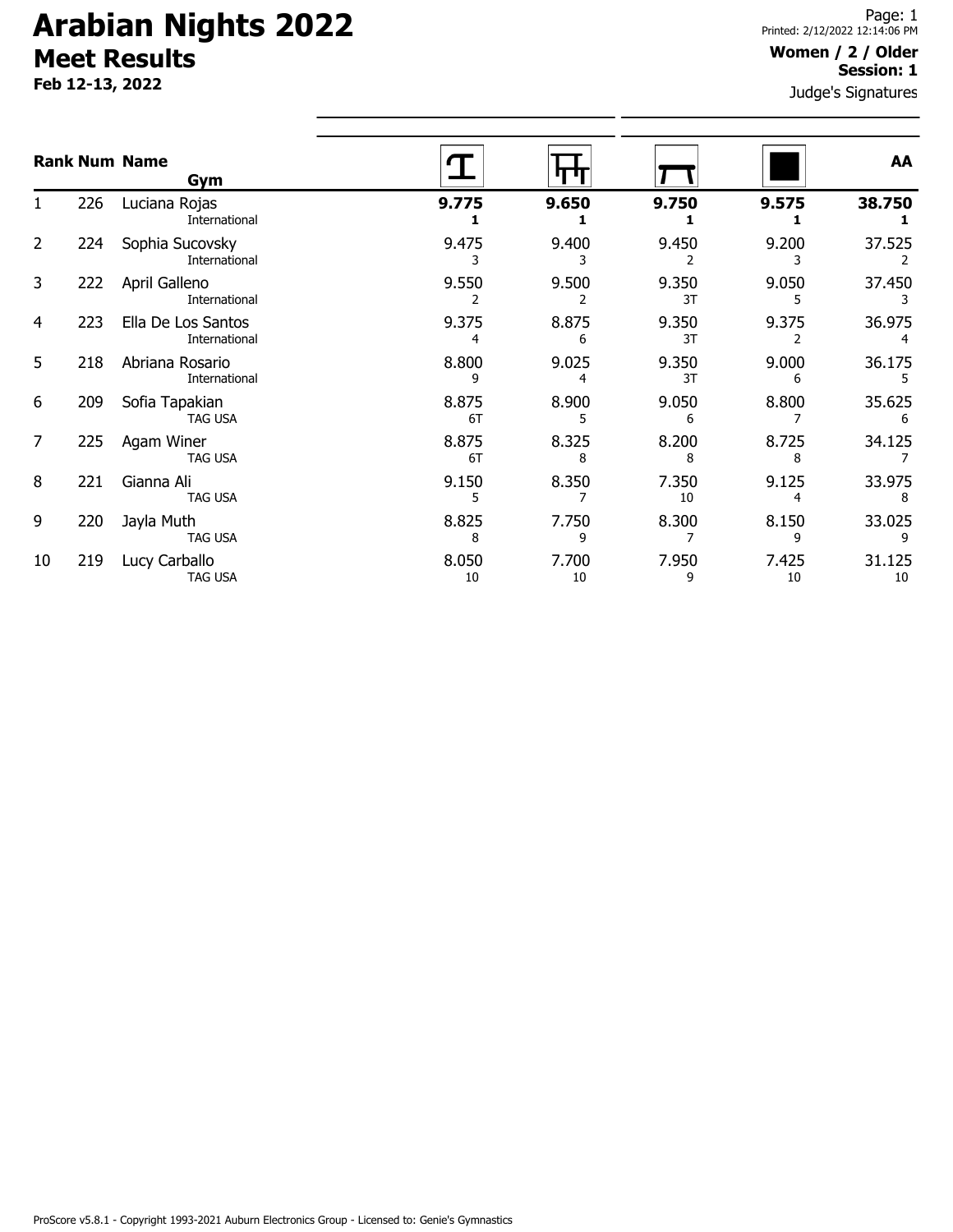# Arabian Nights 2022

## Meet Results

**Feb 12-13, 2022**

**Women / 2 / Older**
**Session: 1**

Judge's Signatures

| Rank | Num | Name / Gym | Vault | Bars | Beam | Floor | AA |
|---|---|---|---|---|---|---|---|
| 1 | 226 | Luciana Rojas<br>International | **9.775**<br>**1** | **9.650**<br>**1** | **9.750**<br>**1** | **9.575**<br>**1** | **38.750**<br>**1** |
| 2 | 224 | Sophia Sucovsky<br>International | 9.475<br>3 | 9.400<br>3 | 9.450<br>2 | 9.200<br>3 | 37.525<br>2 |
| 3 | 222 | April Galleno<br>International | 9.550<br>2 | 9.500<br>2 | 9.350<br>3T | 9.050<br>5 | 37.450<br>3 |
| 4 | 223 | Ella De Los Santos<br>International | 9.375<br>4 | 8.875<br>6 | 9.350<br>3T | 9.375<br>2 | 36.975<br>4 |
| 5 | 218 | Abriana Rosario<br>International | 8.800<br>9 | 9.025<br>4 | 9.350<br>3T | 9.000<br>6 | 36.175<br>5 |
| 6 | 209 | Sofia Tapakian<br>TAG USA | 8.875<br>6T | 8.900<br>5 | 9.050<br>6 | 8.800<br>7 | 35.625<br>6 |
| 7 | 225 | Agam Winer<br>TAG USA | 8.875<br>6T | 8.325<br>8 | 8.200<br>8 | 8.725<br>8 | 34.125<br>7 |
| 8 | 221 | Gianna Ali<br>TAG USA | 9.150<br>5 | 8.350<br>7 | 7.350<br>10 | 9.125<br>4 | 33.975<br>8 |
| 9 | 220 | Jayla Muth<br>TAG USA | 8.825<br>8 | 7.750<br>9 | 8.300<br>7 | 8.150<br>9 | 33.025<br>9 |
| 10 | 219 | Lucy Carballo<br>TAG USA | 8.050<br>10 | 7.700<br>10 | 7.950<br>9 | 7.425<br>10 | 31.125<br>10 |

ProScore v5.8.1 - Copyright 1993-2021 Auburn Electronics Group - Licensed to: Genie's Gymnastics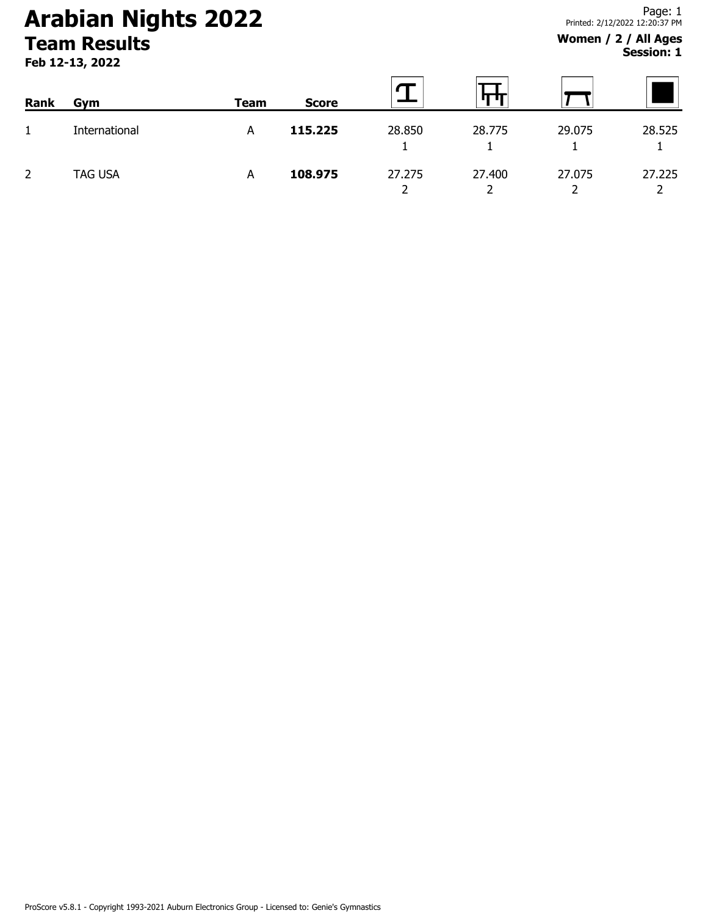# Arabian Nights 2022

## Team Results

**Feb 12-13, 2022**

Printed: 2/12/2022 12:20:37 PM

**Women / 2 / All Ages**
**Session: 1**

| Rank | Gym | Team | Score | Vault | Bars | Beam | Floor |
|---|---|---|---|---|---|---|---|
| 1 | International | A | **115.225** | 28.850<br>1 | 28.775<br>1 | 29.075<br>1 | 28.525<br>1 |
| 2 | TAG USA | A | **108.975** | 27.275<br>2 | 27.400<br>2 | 27.075<br>2 | 27.225<br>2 |

ProScore v5.8.1 - Copyright 1993-2021 Auburn Electronics Group - Licensed to: Genie's Gymnastics